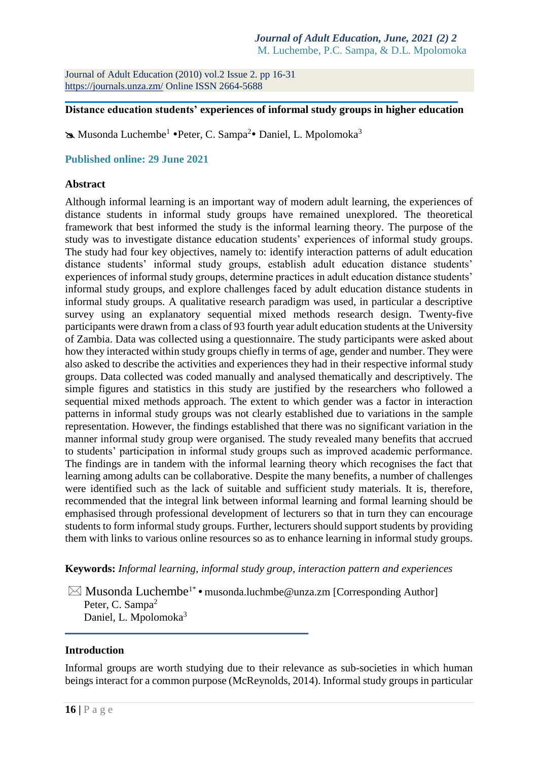## Distance education students' experiences of informal study groups in higher education

Musonda Luchembe[1] • Peter, C. Sampa[2] • Daniel, L. Mpolomoka[3]

**Published online: 29 June 2021**

### Abstract

Although informal learning is an important way of modern adult learning, the experiences of distance students in informal study groups have remained unexplored. The theoretical framework that best informed the study is the informal learning theory. The purpose of the study was to investigate distance education students' experiences of informal study groups. The study had four key objectives, namely to: identify interaction patterns of adult education distance students' informal study groups, establish adult education distance students' experiences of informal study groups, determine practices in adult education distance students' informal study groups, and explore challenges faced by adult education distance students in informal study groups. A qualitative research paradigm was used, in particular a descriptive survey using an explanatory sequential mixed methods research design. Twenty-five participants were drawn from a class of 93 fourth year adult education students at the University of Zambia. Data was collected using a questionnaire. The study participants were asked about how they interacted within study groups chiefly in terms of age, gender and number. They were also asked to describe the activities and experiences they had in their respective informal study groups. Data collected was coded manually and analysed thematically and descriptively. The simple figures and statistics in this study are justified by the researchers who followed a sequential mixed methods approach. The extent to which gender was a factor in interaction patterns in informal study groups was not clearly established due to variations in the sample representation. However, the findings established that there was no significant variation in the manner informal study group were organised. The study revealed many benefits that accrued to students' participation in informal study groups such as improved academic performance. The findings are in tandem with the informal learning theory which recognises the fact that learning among adults can be collaborative. Despite the many benefits, a number of challenges were identified such as the lack of suitable and sufficient study materials. It is, therefore, recommended that the integral link between informal learning and formal learning should be emphasised through professional development of lecturers so that in turn they can encourage students to form informal study groups. Further, lecturers should support students by providing them with links to various online resources so as to enhance learning in informal study groups.

**Keywords:** *Informal learning, informal study group, interaction pattern and experiences*

Musonda Luchembe[1*] • musonda.luchmbe@unza.zm [Corresponding Author]
Peter, C. Sampa[2]
Daniel, L. Mpolomoka[3]

### Introduction

Informal groups are worth studying due to their relevance as sub-societies in which human beings interact for a common purpose (McReynolds, 2014). Informal study groups in particular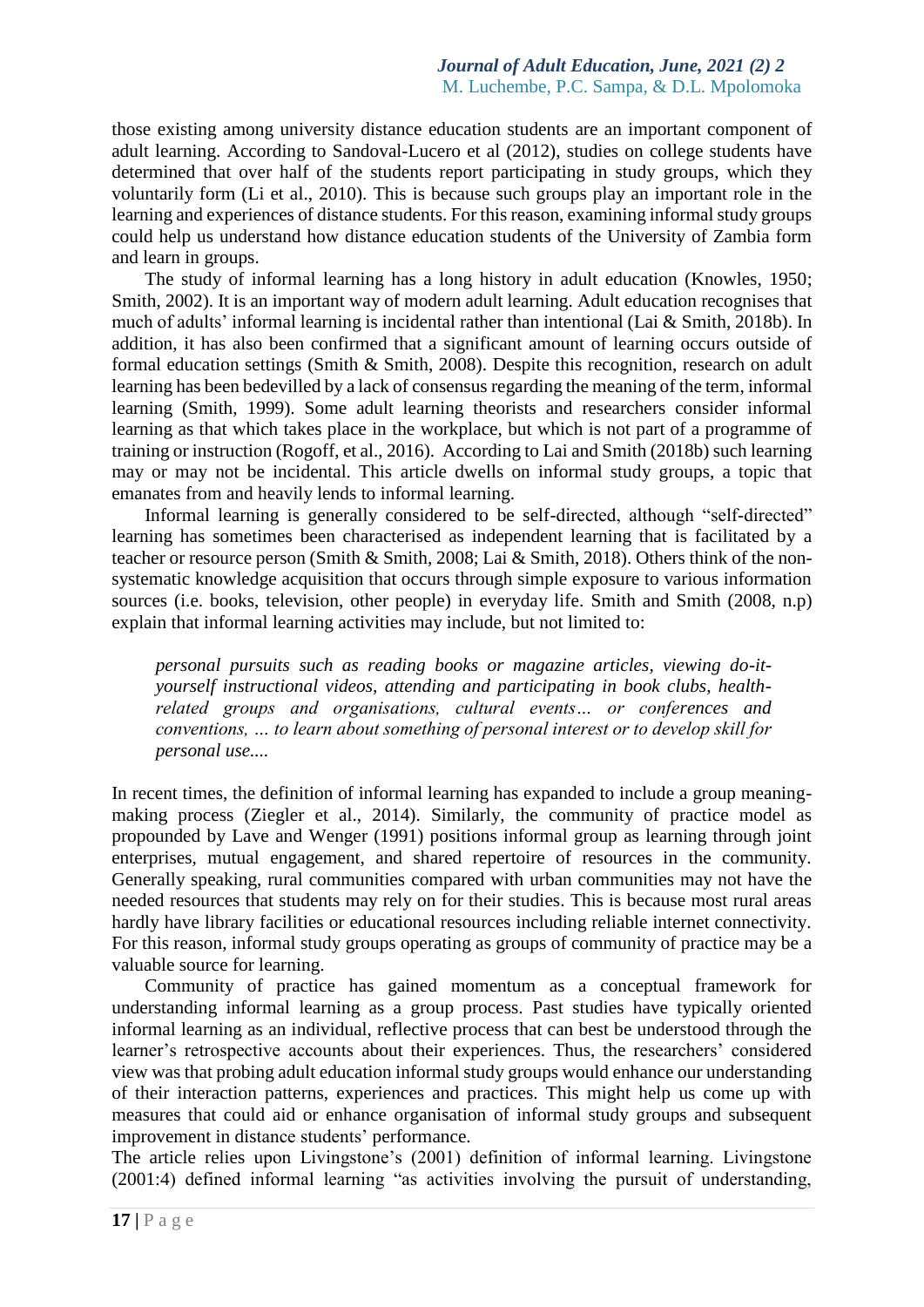those existing among university distance education students are an important component of adult learning. According to Sandoval-Lucero et al (2012), studies on college students have determined that over half of the students report participating in study groups, which they voluntarily form (Li et al., 2010). This is because such groups play an important role in the learning and experiences of distance students. For this reason, examining informal study groups could help us understand how distance education students of the University of Zambia form and learn in groups.

The study of informal learning has a long history in adult education (Knowles, 1950; Smith, 2002). It is an important way of modern adult learning. Adult education recognises that much of adults' informal learning is incidental rather than intentional (Lai & Smith, 2018b). In addition, it has also been confirmed that a significant amount of learning occurs outside of formal education settings (Smith & Smith, 2008). Despite this recognition, research on adult learning has been bedevilled by a lack of consensus regarding the meaning of the term, informal learning (Smith, 1999). Some adult learning theorists and researchers consider informal learning as that which takes place in the workplace, but which is not part of a programme of training or instruction (Rogoff, et al., 2016). According to Lai and Smith (2018b) such learning may or may not be incidental. This article dwells on informal study groups, a topic that emanates from and heavily lends to informal learning.

Informal learning is generally considered to be self-directed, although "self-directed" learning has sometimes been characterised as independent learning that is facilitated by a teacher or resource person (Smith & Smith, 2008; Lai & Smith, 2018). Others think of the non-systematic knowledge acquisition that occurs through simple exposure to various information sources (i.e. books, television, other people) in everyday life. Smith and Smith (2008, n.p) explain that informal learning activities may include, but not limited to:

> *personal pursuits such as reading books or magazine articles, viewing do-it-yourself instructional videos, attending and participating in book clubs, health-related groups and organisations, cultural events… or conferences and conventions, … to learn about something of personal interest or to develop skill for personal use....*

In recent times, the definition of informal learning has expanded to include a group meaning-making process (Ziegler et al., 2014). Similarly, the community of practice model as propounded by Lave and Wenger (1991) positions informal group as learning through joint enterprises, mutual engagement, and shared repertoire of resources in the community. Generally speaking, rural communities compared with urban communities may not have the needed resources that students may rely on for their studies. This is because most rural areas hardly have library facilities or educational resources including reliable internet connectivity. For this reason, informal study groups operating as groups of community of practice may be a valuable source for learning.

Community of practice has gained momentum as a conceptual framework for understanding informal learning as a group process. Past studies have typically oriented informal learning as an individual, reflective process that can best be understood through the learner's retrospective accounts about their experiences. Thus, the researchers' considered view was that probing adult education informal study groups would enhance our understanding of their interaction patterns, experiences and practices. This might help us come up with measures that could aid or enhance organisation of informal study groups and subsequent improvement in distance students' performance.

The article relies upon Livingstone's (2001) definition of informal learning. Livingstone (2001:4) defined informal learning "as activities involving the pursuit of understanding,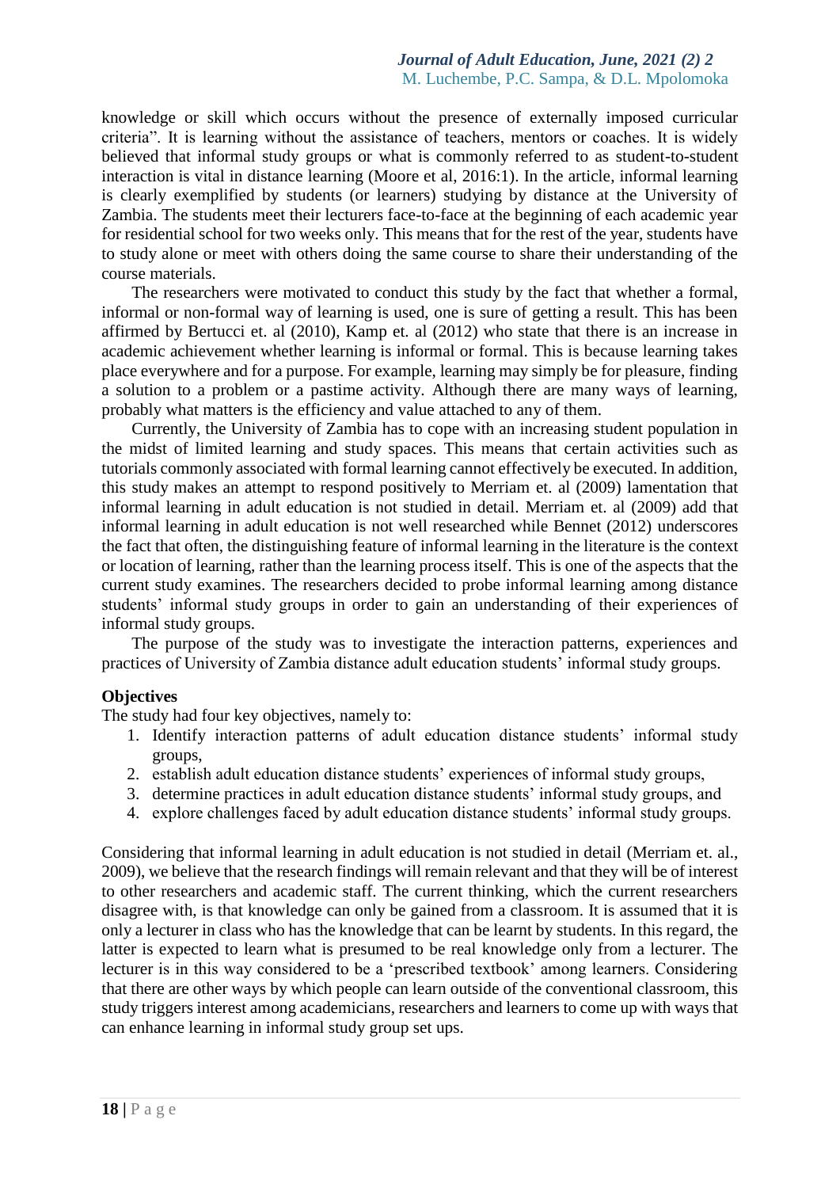knowledge or skill which occurs without the presence of externally imposed curricular criteria". It is learning without the assistance of teachers, mentors or coaches. It is widely believed that informal study groups or what is commonly referred to as student-to-student interaction is vital in distance learning (Moore et al, 2016:1). In the article, informal learning is clearly exemplified by students (or learners) studying by distance at the University of Zambia. The students meet their lecturers face-to-face at the beginning of each academic year for residential school for two weeks only. This means that for the rest of the year, students have to study alone or meet with others doing the same course to share their understanding of the course materials.

The researchers were motivated to conduct this study by the fact that whether a formal, informal or non-formal way of learning is used, one is sure of getting a result. This has been affirmed by Bertucci et. al (2010), Kamp et. al (2012) who state that there is an increase in academic achievement whether learning is informal or formal. This is because learning takes place everywhere and for a purpose. For example, learning may simply be for pleasure, finding a solution to a problem or a pastime activity. Although there are many ways of learning, probably what matters is the efficiency and value attached to any of them.

Currently, the University of Zambia has to cope with an increasing student population in the midst of limited learning and study spaces. This means that certain activities such as tutorials commonly associated with formal learning cannot effectively be executed. In addition, this study makes an attempt to respond positively to Merriam et. al (2009) lamentation that informal learning in adult education is not studied in detail. Merriam et. al (2009) add that informal learning in adult education is not well researched while Bennet (2012) underscores the fact that often, the distinguishing feature of informal learning in the literature is the context or location of learning, rather than the learning process itself. This is one of the aspects that the current study examines. The researchers decided to probe informal learning among distance students' informal study groups in order to gain an understanding of their experiences of informal study groups.

The purpose of the study was to investigate the interaction patterns, experiences and practices of University of Zambia distance adult education students' informal study groups.

### Objectives

The study had four key objectives, namely to:

1. Identify interaction patterns of adult education distance students' informal study groups,
2. establish adult education distance students' experiences of informal study groups,
3. determine practices in adult education distance students' informal study groups, and
4. explore challenges faced by adult education distance students' informal study groups.

Considering that informal learning in adult education is not studied in detail (Merriam et. al., 2009), we believe that the research findings will remain relevant and that they will be of interest to other researchers and academic staff. The current thinking, which the current researchers disagree with, is that knowledge can only be gained from a classroom. It is assumed that it is only a lecturer in class who has the knowledge that can be learnt by students. In this regard, the latter is expected to learn what is presumed to be real knowledge only from a lecturer. The lecturer is in this way considered to be a 'prescribed textbook' among learners. Considering that there are other ways by which people can learn outside of the conventional classroom, this study triggers interest among academicians, researchers and learners to come up with ways that can enhance learning in informal study group set ups.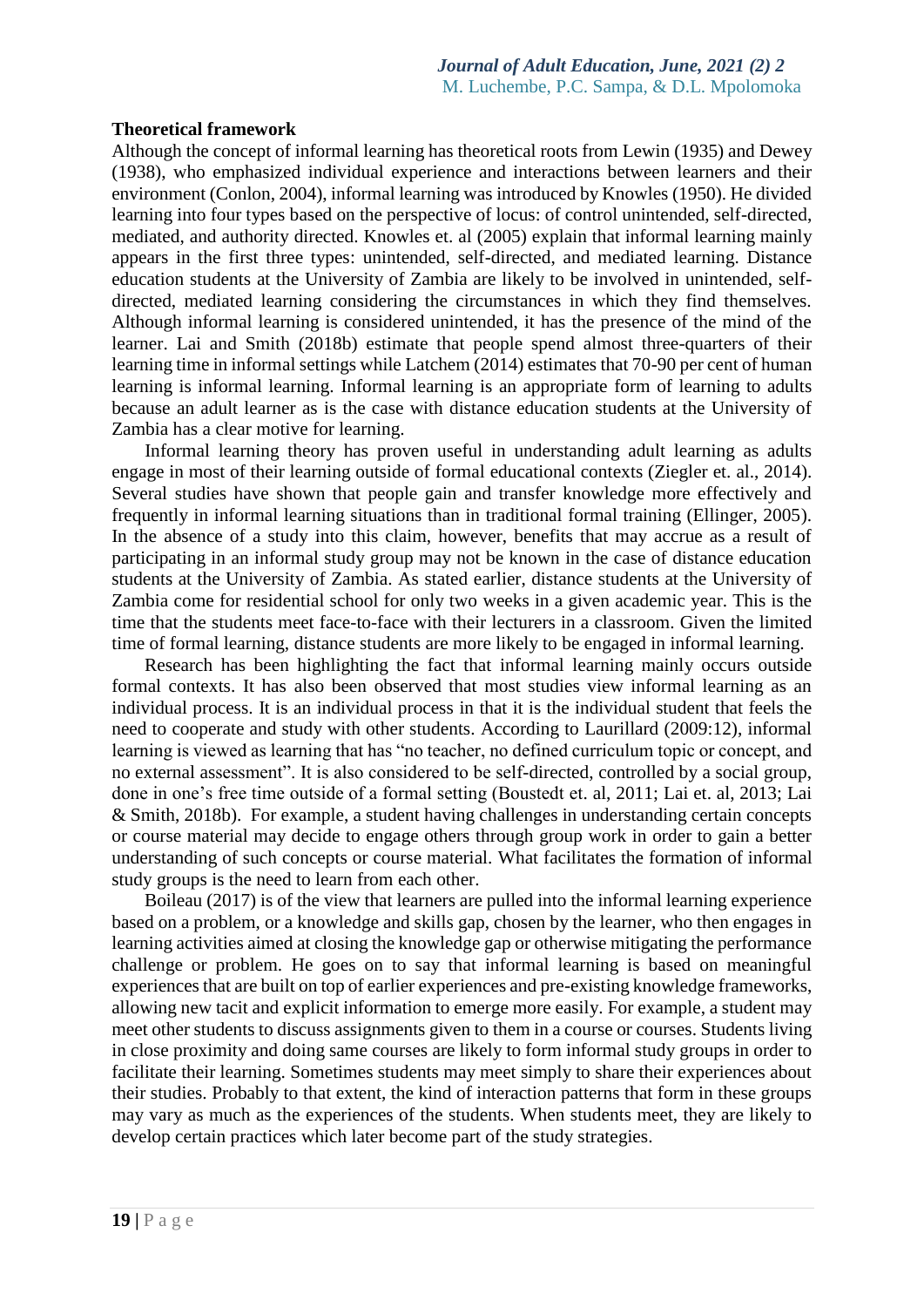**Theoretical framework**

Although the concept of informal learning has theoretical roots from Lewin (1935) and Dewey (1938), who emphasized individual experience and interactions between learners and their environment (Conlon, 2004), informal learning was introduced by Knowles (1950). He divided learning into four types based on the perspective of locus: of control unintended, self-directed, mediated, and authority directed. Knowles et. al (2005) explain that informal learning mainly appears in the first three types: unintended, self-directed, and mediated learning. Distance education students at the University of Zambia are likely to be involved in unintended, self-directed, mediated learning considering the circumstances in which they find themselves. Although informal learning is considered unintended, it has the presence of the mind of the learner. Lai and Smith (2018b) estimate that people spend almost three-quarters of their learning time in informal settings while Latchem (2014) estimates that 70-90 per cent of human learning is informal learning. Informal learning is an appropriate form of learning to adults because an adult learner as is the case with distance education students at the University of Zambia has a clear motive for learning.

Informal learning theory has proven useful in understanding adult learning as adults engage in most of their learning outside of formal educational contexts (Ziegler et. al., 2014). Several studies have shown that people gain and transfer knowledge more effectively and frequently in informal learning situations than in traditional formal training (Ellinger, 2005). In the absence of a study into this claim, however, benefits that may accrue as a result of participating in an informal study group may not be known in the case of distance education students at the University of Zambia. As stated earlier, distance students at the University of Zambia come for residential school for only two weeks in a given academic year. This is the time that the students meet face-to-face with their lecturers in a classroom. Given the limited time of formal learning, distance students are more likely to be engaged in informal learning.

Research has been highlighting the fact that informal learning mainly occurs outside formal contexts. It has also been observed that most studies view informal learning as an individual process. It is an individual process in that it is the individual student that feels the need to cooperate and study with other students. According to Laurillard (2009:12), informal learning is viewed as learning that has "no teacher, no defined curriculum topic or concept, and no external assessment". It is also considered to be self-directed, controlled by a social group, done in one's free time outside of a formal setting (Boustedt et. al, 2011; Lai et. al, 2013; Lai & Smith, 2018b). For example, a student having challenges in understanding certain concepts or course material may decide to engage others through group work in order to gain a better understanding of such concepts or course material. What facilitates the formation of informal study groups is the need to learn from each other.

Boileau (2017) is of the view that learners are pulled into the informal learning experience based on a problem, or a knowledge and skills gap, chosen by the learner, who then engages in learning activities aimed at closing the knowledge gap or otherwise mitigating the performance challenge or problem. He goes on to say that informal learning is based on meaningful experiences that are built on top of earlier experiences and pre-existing knowledge frameworks, allowing new tacit and explicit information to emerge more easily. For example, a student may meet other students to discuss assignments given to them in a course or courses. Students living in close proximity and doing same courses are likely to form informal study groups in order to facilitate their learning. Sometimes students may meet simply to share their experiences about their studies. Probably to that extent, the kind of interaction patterns that form in these groups may vary as much as the experiences of the students. When students meet, they are likely to develop certain practices which later become part of the study strategies.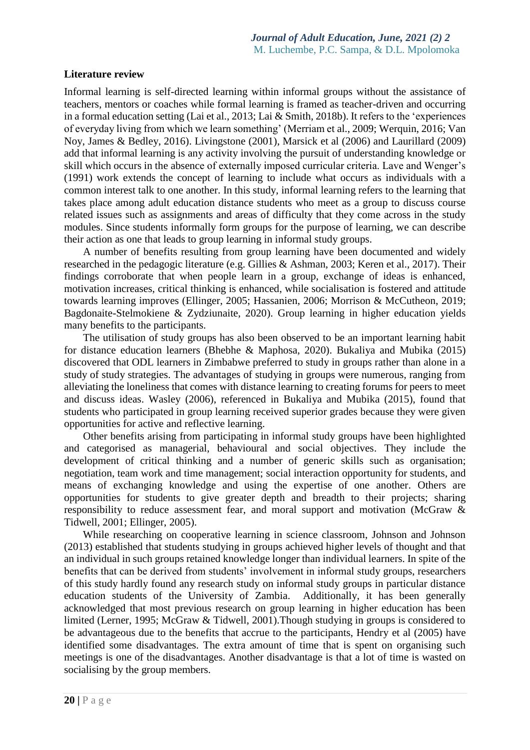## Literature review

Informal learning is self-directed learning within informal groups without the assistance of teachers, mentors or coaches while formal learning is framed as teacher-driven and occurring in a formal education setting (Lai et al., 2013; Lai & Smith, 2018b). It refers to the 'experiences of everyday living from which we learn something' (Merriam et al., 2009; Werquin, 2016; Van Noy, James & Bedley, 2016). Livingstone (2001), Marsick et al (2006) and Laurillard (2009) add that informal learning is any activity involving the pursuit of understanding knowledge or skill which occurs in the absence of externally imposed curricular criteria. Lave and Wenger's (1991) work extends the concept of learning to include what occurs as individuals with a common interest talk to one another. In this study, informal learning refers to the learning that takes place among adult education distance students who meet as a group to discuss course related issues such as assignments and areas of difficulty that they come across in the study modules. Since students informally form groups for the purpose of learning, we can describe their action as one that leads to group learning in informal study groups.

A number of benefits resulting from group learning have been documented and widely researched in the pedagogic literature (e.g. Gillies & Ashman, 2003; Keren et al., 2017). Their findings corroborate that when people learn in a group, exchange of ideas is enhanced, motivation increases, critical thinking is enhanced, while socialisation is fostered and attitude towards learning improves (Ellinger, 2005; Hassanien, 2006; Morrison & McCutheon, 2019; Bagdonaite-Stelmokiene & Zydziunaite, 2020). Group learning in higher education yields many benefits to the participants.

The utilisation of study groups has also been observed to be an important learning habit for distance education learners (Bhebhe & Maphosa, 2020). Bukaliya and Mubika (2015) discovered that ODL learners in Zimbabwe preferred to study in groups rather than alone in a study of study strategies. The advantages of studying in groups were numerous, ranging from alleviating the loneliness that comes with distance learning to creating forums for peers to meet and discuss ideas. Wasley (2006), referenced in Bukaliya and Mubika (2015), found that students who participated in group learning received superior grades because they were given opportunities for active and reflective learning.

Other benefits arising from participating in informal study groups have been highlighted and categorised as managerial, behavioural and social objectives. They include the development of critical thinking and a number of generic skills such as organisation; negotiation, team work and time management; social interaction opportunity for students, and means of exchanging knowledge and using the expertise of one another. Others are opportunities for students to give greater depth and breadth to their projects; sharing responsibility to reduce assessment fear, and moral support and motivation (McGraw & Tidwell, 2001; Ellinger, 2005).

While researching on cooperative learning in science classroom, Johnson and Johnson (2013) established that students studying in groups achieved higher levels of thought and that an individual in such groups retained knowledge longer than individual learners. In spite of the benefits that can be derived from students' involvement in informal study groups, researchers of this study hardly found any research study on informal study groups in particular distance education students of the University of Zambia. Additionally, it has been generally acknowledged that most previous research on group learning in higher education has been limited (Lerner, 1995; McGraw & Tidwell, 2001).Though studying in groups is considered to be advantageous due to the benefits that accrue to the participants, Hendry et al (2005) have identified some disadvantages. The extra amount of time that is spent on organising such meetings is one of the disadvantages. Another disadvantage is that a lot of time is wasted on socialising by the group members.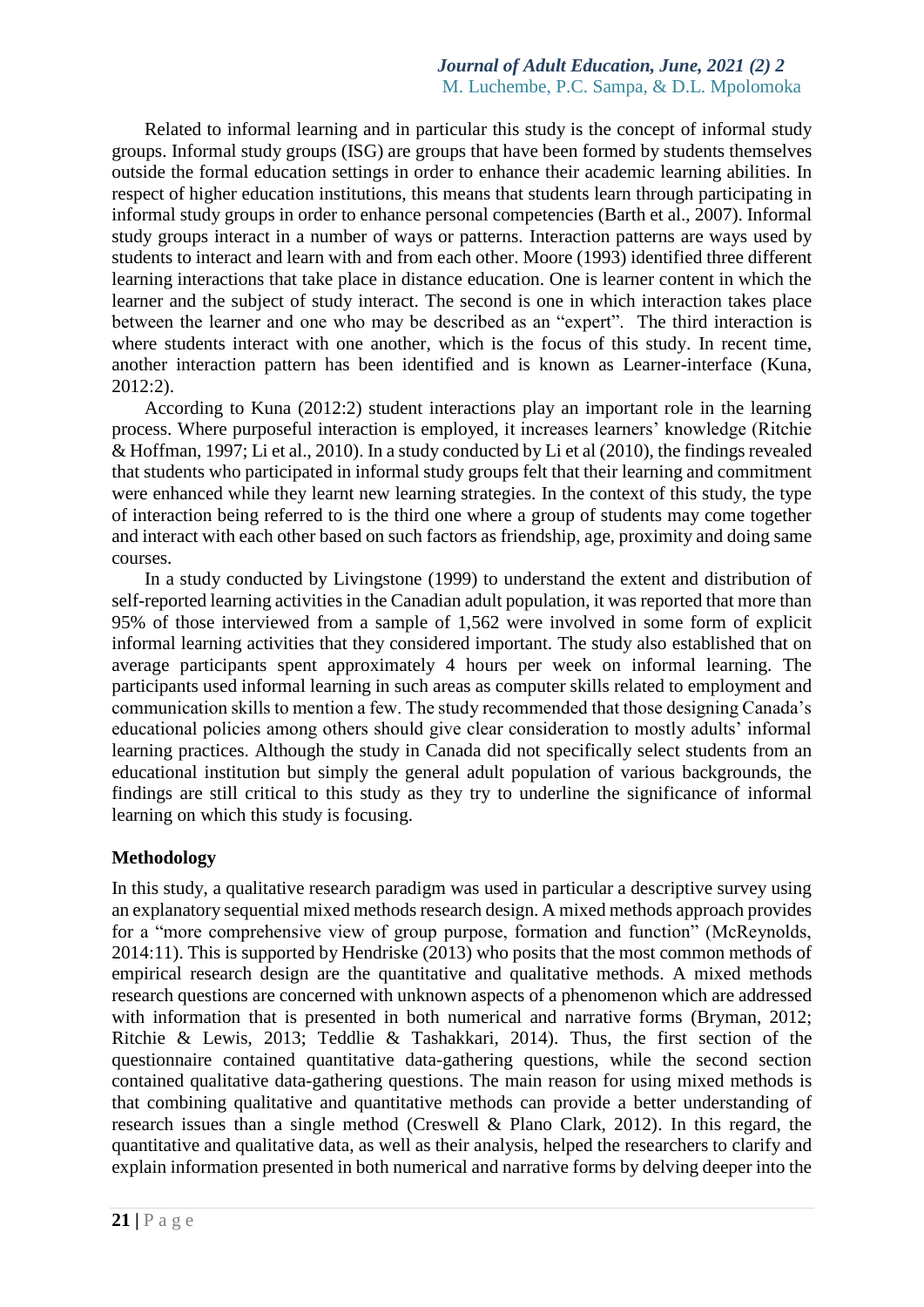Related to informal learning and in particular this study is the concept of informal study groups. Informal study groups (ISG) are groups that have been formed by students themselves outside the formal education settings in order to enhance their academic learning abilities. In respect of higher education institutions, this means that students learn through participating in informal study groups in order to enhance personal competencies (Barth et al., 2007). Informal study groups interact in a number of ways or patterns. Interaction patterns are ways used by students to interact and learn with and from each other. Moore (1993) identified three different learning interactions that take place in distance education. One is learner content in which the learner and the subject of study interact. The second is one in which interaction takes place between the learner and one who may be described as an "expert". The third interaction is where students interact with one another, which is the focus of this study. In recent time, another interaction pattern has been identified and is known as Learner-interface (Kuna, 2012:2).

According to Kuna (2012:2) student interactions play an important role in the learning process. Where purposeful interaction is employed, it increases learners' knowledge (Ritchie & Hoffman, 1997; Li et al., 2010). In a study conducted by Li et al (2010), the findings revealed that students who participated in informal study groups felt that their learning and commitment were enhanced while they learnt new learning strategies. In the context of this study, the type of interaction being referred to is the third one where a group of students may come together and interact with each other based on such factors as friendship, age, proximity and doing same courses.

In a study conducted by Livingstone (1999) to understand the extent and distribution of self-reported learning activities in the Canadian adult population, it was reported that more than 95% of those interviewed from a sample of 1,562 were involved in some form of explicit informal learning activities that they considered important. The study also established that on average participants spent approximately 4 hours per week on informal learning. The participants used informal learning in such areas as computer skills related to employment and communication skills to mention a few. The study recommended that those designing Canada's educational policies among others should give clear consideration to mostly adults' informal learning practices. Although the study in Canada did not specifically select students from an educational institution but simply the general adult population of various backgrounds, the findings are still critical to this study as they try to underline the significance of informal learning on which this study is focusing.

## Methodology

In this study, a qualitative research paradigm was used in particular a descriptive survey using an explanatory sequential mixed methods research design. A mixed methods approach provides for a "more comprehensive view of group purpose, formation and function" (McReynolds, 2014:11). This is supported by Hendriske (2013) who posits that the most common methods of empirical research design are the quantitative and qualitative methods. A mixed methods research questions are concerned with unknown aspects of a phenomenon which are addressed with information that is presented in both numerical and narrative forms (Bryman, 2012; Ritchie & Lewis, 2013; Teddlie & Tashakkari, 2014). Thus, the first section of the questionnaire contained quantitative data-gathering questions, while the second section contained qualitative data-gathering questions. The main reason for using mixed methods is that combining qualitative and quantitative methods can provide a better understanding of research issues than a single method (Creswell & Plano Clark, 2012). In this regard, the quantitative and qualitative data, as well as their analysis, helped the researchers to clarify and explain information presented in both numerical and narrative forms by delving deeper into the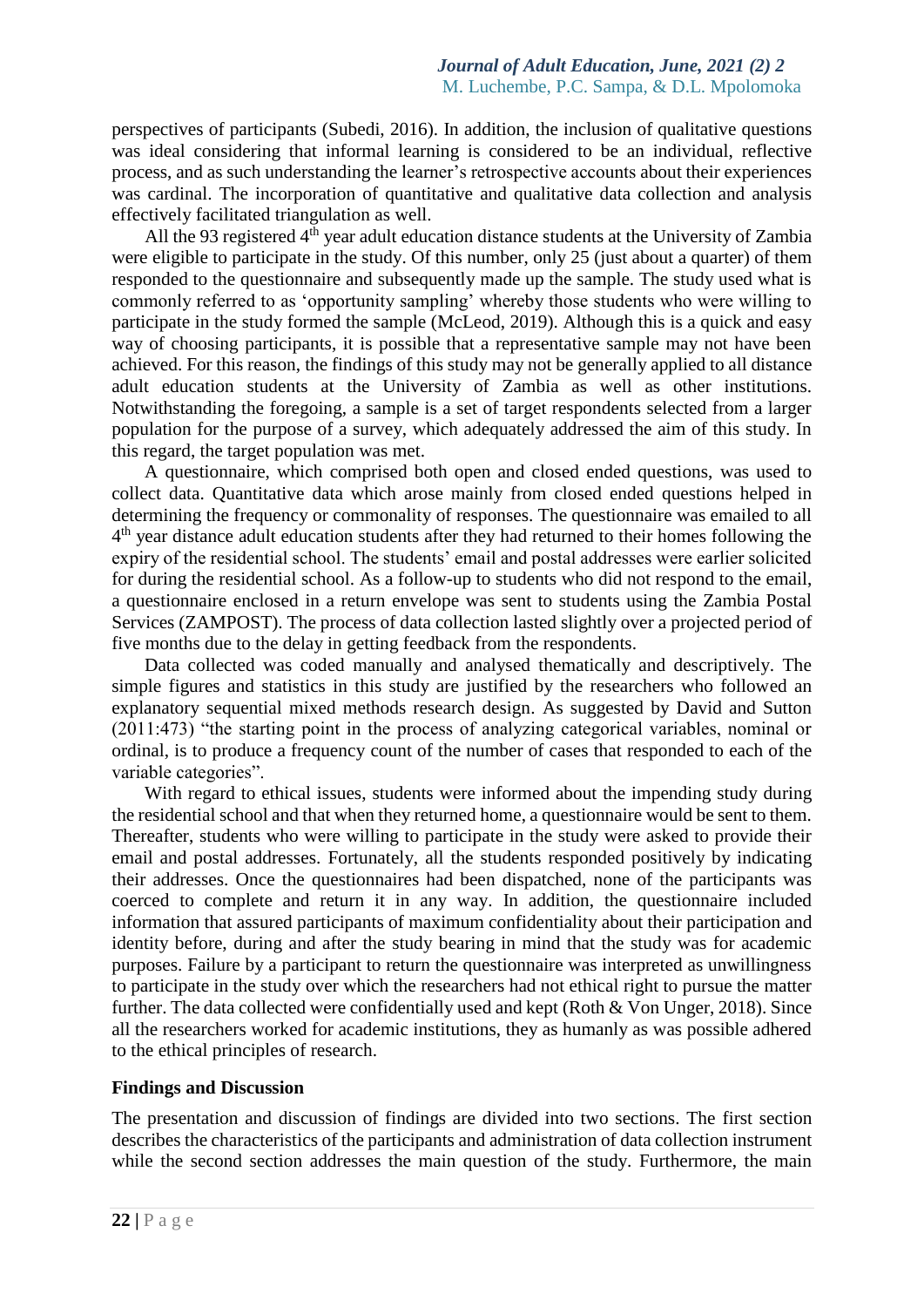perspectives of participants (Subedi, 2016). In addition, the inclusion of qualitative questions was ideal considering that informal learning is considered to be an individual, reflective process, and as such understanding the learner's retrospective accounts about their experiences was cardinal. The incorporation of quantitative and qualitative data collection and analysis effectively facilitated triangulation as well.

All the 93 registered 4th year adult education distance students at the University of Zambia were eligible to participate in the study. Of this number, only 25 (just about a quarter) of them responded to the questionnaire and subsequently made up the sample. The study used what is commonly referred to as 'opportunity sampling' whereby those students who were willing to participate in the study formed the sample (McLeod, 2019). Although this is a quick and easy way of choosing participants, it is possible that a representative sample may not have been achieved. For this reason, the findings of this study may not be generally applied to all distance adult education students at the University of Zambia as well as other institutions. Notwithstanding the foregoing, a sample is a set of target respondents selected from a larger population for the purpose of a survey, which adequately addressed the aim of this study. In this regard, the target population was met.

A questionnaire, which comprised both open and closed ended questions, was used to collect data. Quantitative data which arose mainly from closed ended questions helped in determining the frequency or commonality of responses. The questionnaire was emailed to all 4th year distance adult education students after they had returned to their homes following the expiry of the residential school. The students' email and postal addresses were earlier solicited for during the residential school. As a follow-up to students who did not respond to the email, a questionnaire enclosed in a return envelope was sent to students using the Zambia Postal Services (ZAMPOST). The process of data collection lasted slightly over a projected period of five months due to the delay in getting feedback from the respondents.

Data collected was coded manually and analysed thematically and descriptively. The simple figures and statistics in this study are justified by the researchers who followed an explanatory sequential mixed methods research design. As suggested by David and Sutton (2011:473) "the starting point in the process of analyzing categorical variables, nominal or ordinal, is to produce a frequency count of the number of cases that responded to each of the variable categories".

With regard to ethical issues, students were informed about the impending study during the residential school and that when they returned home, a questionnaire would be sent to them. Thereafter, students who were willing to participate in the study were asked to provide their email and postal addresses. Fortunately, all the students responded positively by indicating their addresses. Once the questionnaires had been dispatched, none of the participants was coerced to complete and return it in any way. In addition, the questionnaire included information that assured participants of maximum confidentiality about their participation and identity before, during and after the study bearing in mind that the study was for academic purposes. Failure by a participant to return the questionnaire was interpreted as unwillingness to participate in the study over which the researchers had not ethical right to pursue the matter further. The data collected were confidentially used and kept (Roth & Von Unger, 2018). Since all the researchers worked for academic institutions, they as humanly as was possible adhered to the ethical principles of research.

## Findings and Discussion

The presentation and discussion of findings are divided into two sections. The first section describes the characteristics of the participants and administration of data collection instrument while the second section addresses the main question of the study. Furthermore, the main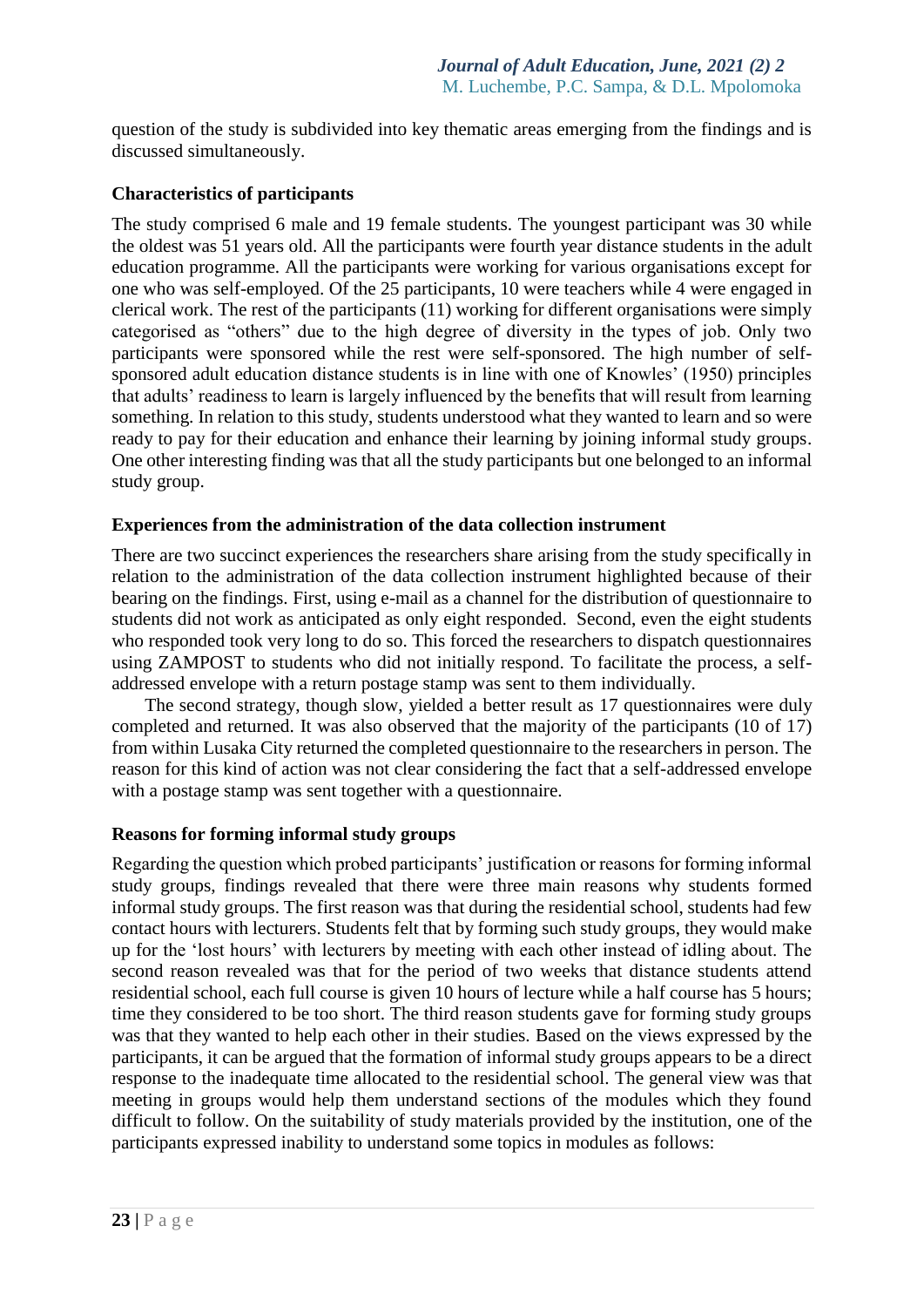question of the study is subdivided into key thematic areas emerging from the findings and is discussed simultaneously.

### Characteristics of participants

The study comprised 6 male and 19 female students. The youngest participant was 30 while the oldest was 51 years old. All the participants were fourth year distance students in the adult education programme. All the participants were working for various organisations except for one who was self-employed. Of the 25 participants, 10 were teachers while 4 were engaged in clerical work. The rest of the participants (11) working for different organisations were simply categorised as "others" due to the high degree of diversity in the types of job. Only two participants were sponsored while the rest were self-sponsored. The high number of self-sponsored adult education distance students is in line with one of Knowles' (1950) principles that adults' readiness to learn is largely influenced by the benefits that will result from learning something. In relation to this study, students understood what they wanted to learn and so were ready to pay for their education and enhance their learning by joining informal study groups. One other interesting finding was that all the study participants but one belonged to an informal study group.

### Experiences from the administration of the data collection instrument

There are two succinct experiences the researchers share arising from the study specifically in relation to the administration of the data collection instrument highlighted because of their bearing on the findings. First, using e-mail as a channel for the distribution of questionnaire to students did not work as anticipated as only eight responded. Second, even the eight students who responded took very long to do so. This forced the researchers to dispatch questionnaires using ZAMPOST to students who did not initially respond. To facilitate the process, a self-addressed envelope with a return postage stamp was sent to them individually.

The second strategy, though slow, yielded a better result as 17 questionnaires were duly completed and returned. It was also observed that the majority of the participants (10 of 17) from within Lusaka City returned the completed questionnaire to the researchers in person. The reason for this kind of action was not clear considering the fact that a self-addressed envelope with a postage stamp was sent together with a questionnaire.

### Reasons for forming informal study groups

Regarding the question which probed participants' justification or reasons for forming informal study groups, findings revealed that there were three main reasons why students formed informal study groups. The first reason was that during the residential school, students had few contact hours with lecturers. Students felt that by forming such study groups, they would make up for the 'lost hours' with lecturers by meeting with each other instead of idling about. The second reason revealed was that for the period of two weeks that distance students attend residential school, each full course is given 10 hours of lecture while a half course has 5 hours; time they considered to be too short. The third reason students gave for forming study groups was that they wanted to help each other in their studies. Based on the views expressed by the participants, it can be argued that the formation of informal study groups appears to be a direct response to the inadequate time allocated to the residential school. The general view was that meeting in groups would help them understand sections of the modules which they found difficult to follow. On the suitability of study materials provided by the institution, one of the participants expressed inability to understand some topics in modules as follows: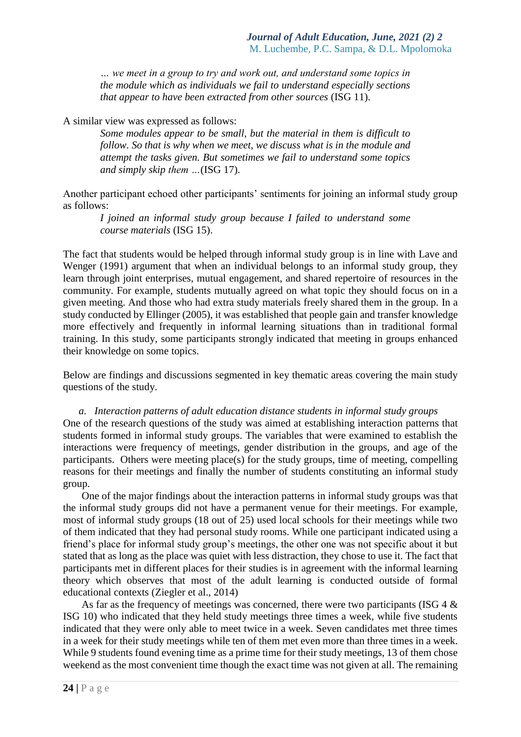*… we meet in a group to try and work out, and understand some topics in the module which as individuals we fail to understand especially sections that appear to have been extracted from other sources* (ISG 11).

A similar view was expressed as follows:

*Some modules appear to be small, but the material in them is difficult to follow. So that is why when we meet, we discuss what is in the module and attempt the tasks given. But sometimes we fail to understand some topics and simply skip them …*(ISG 17).

Another participant echoed other participants' sentiments for joining an informal study group as follows:

*I joined an informal study group because I failed to understand some course materials* (ISG 15).

The fact that students would be helped through informal study group is in line with Lave and Wenger (1991) argument that when an individual belongs to an informal study group, they learn through joint enterprises, mutual engagement, and shared repertoire of resources in the community. For example, students mutually agreed on what topic they should focus on in a given meeting. And those who had extra study materials freely shared them in the group. In a study conducted by Ellinger (2005), it was established that people gain and transfer knowledge more effectively and frequently in informal learning situations than in traditional formal training. In this study, some participants strongly indicated that meeting in groups enhanced their knowledge on some topics.

Below are findings and discussions segmented in key thematic areas covering the main study questions of the study.

*a. Interaction patterns of adult education distance students in informal study groups*

One of the research questions of the study was aimed at establishing interaction patterns that students formed in informal study groups. The variables that were examined to establish the interactions were frequency of meetings, gender distribution in the groups, and age of the participants. Others were meeting place(s) for the study groups, time of meeting, compelling reasons for their meetings and finally the number of students constituting an informal study group.

One of the major findings about the interaction patterns in informal study groups was that the informal study groups did not have a permanent venue for their meetings. For example, most of informal study groups (18 out of 25) used local schools for their meetings while two of them indicated that they had personal study rooms. While one participant indicated using a friend's place for informal study group's meetings, the other one was not specific about it but stated that as long as the place was quiet with less distraction, they chose to use it. The fact that participants met in different places for their studies is in agreement with the informal learning theory which observes that most of the adult learning is conducted outside of formal educational contexts (Ziegler et al., 2014)

As far as the frequency of meetings was concerned, there were two participants (ISG 4 & ISG 10) who indicated that they held study meetings three times a week, while five students indicated that they were only able to meet twice in a week. Seven candidates met three times in a week for their study meetings while ten of them met even more than three times in a week. While 9 students found evening time as a prime time for their study meetings, 13 of them chose weekend as the most convenient time though the exact time was not given at all. The remaining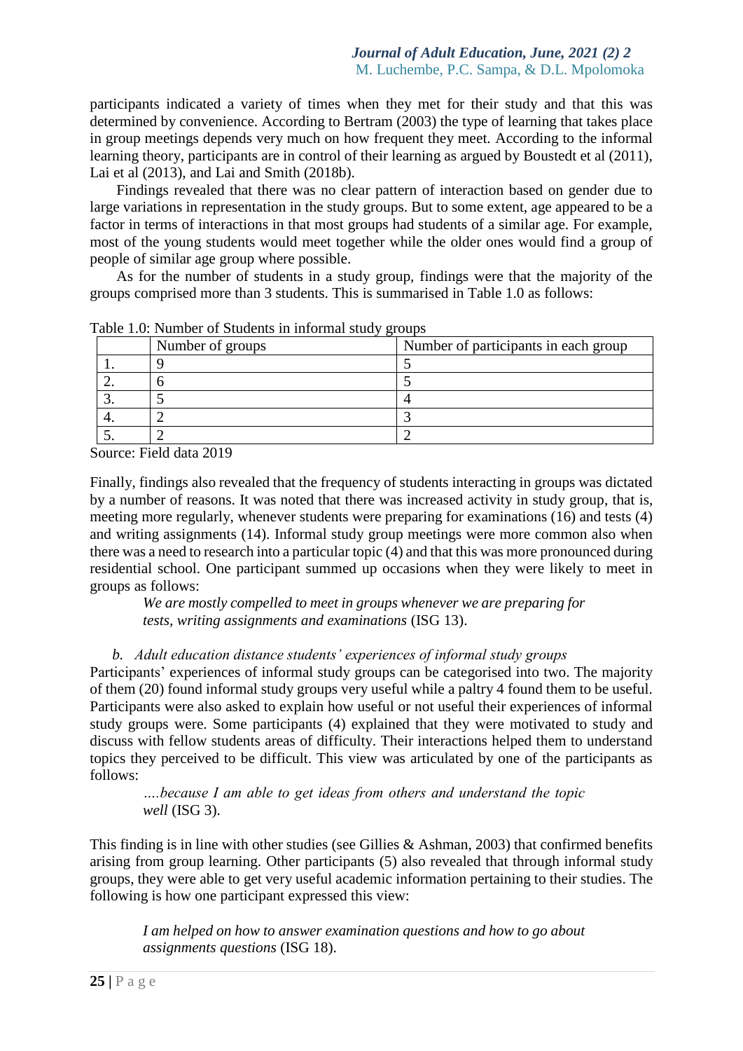participants indicated a variety of times when they met for their study and that this was determined by convenience. According to Bertram (2003) the type of learning that takes place in group meetings depends very much on how frequent they meet. According to the informal learning theory, participants are in control of their learning as argued by Boustedt et al (2011), Lai et al (2013), and Lai and Smith (2018b).

Findings revealed that there was no clear pattern of interaction based on gender due to large variations in representation in the study groups. But to some extent, age appeared to be a factor in terms of interactions in that most groups had students of a similar age. For example, most of the young students would meet together while the older ones would find a group of people of similar age group where possible.

As for the number of students in a study group, findings were that the majority of the groups comprised more than 3 students. This is summarised in Table 1.0 as follows:

Table 1.0: Number of Students in informal study groups

| | Number of groups | Number of participants in each group |
|---|---|---|
| 1. | 9 | 5 |
| 2. | 6 | 5 |
| 3. | 5 | 4 |
| 4. | 2 | 3 |
| 5. | 2 | 2 |

Source: Field data 2019

Finally, findings also revealed that the frequency of students interacting in groups was dictated by a number of reasons. It was noted that there was increased activity in study group, that is, meeting more regularly, whenever students were preparing for examinations (16) and tests (4) and writing assignments (14). Informal study group meetings were more common also when there was a need to research into a particular topic (4) and that this was more pronounced during residential school. One participant summed up occasions when they were likely to meet in groups as follows:

> *We are mostly compelled to meet in groups whenever we are preparing for tests, writing assignments and examinations* (ISG 13).

### *b. Adult education distance students' experiences of informal study groups*

Participants' experiences of informal study groups can be categorised into two. The majority of them (20) found informal study groups very useful while a paltry 4 found them to be useful. Participants were also asked to explain how useful or not useful their experiences of informal study groups were. Some participants (4) explained that they were motivated to study and discuss with fellow students areas of difficulty. Their interactions helped them to understand topics they perceived to be difficult. This view was articulated by one of the participants as follows:

> *….because I am able to get ideas from others and understand the topic well* (ISG 3).

This finding is in line with other studies (see Gillies & Ashman, 2003) that confirmed benefits arising from group learning. Other participants (5) also revealed that through informal study groups, they were able to get very useful academic information pertaining to their studies. The following is how one participant expressed this view:

> *I am helped on how to answer examination questions and how to go about assignments questions* (ISG 18).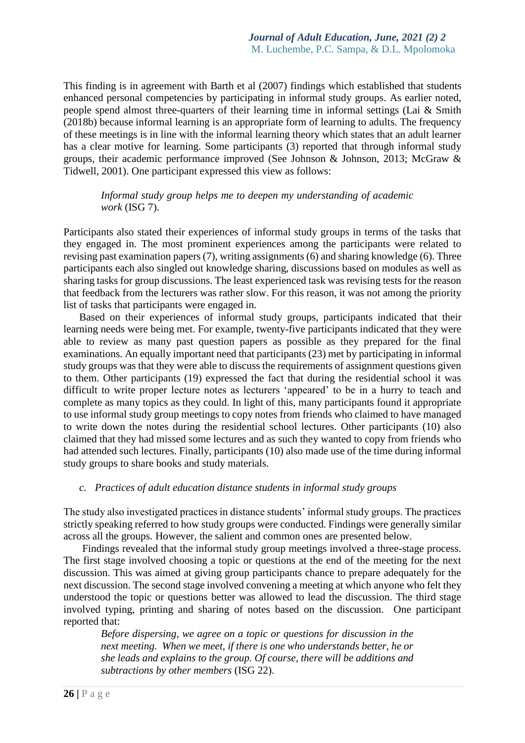This finding is in agreement with Barth et al (2007) findings which established that students enhanced personal competencies by participating in informal study groups. As earlier noted, people spend almost three-quarters of their learning time in informal settings (Lai & Smith (2018b) because informal learning is an appropriate form of learning to adults. The frequency of these meetings is in line with the informal learning theory which states that an adult learner has a clear motive for learning. Some participants (3) reported that through informal study groups, their academic performance improved (See Johnson & Johnson, 2013; McGraw & Tidwell, 2001). One participant expressed this view as follows:

> *Informal study group helps me to deepen my understanding of academic work* (ISG 7).

Participants also stated their experiences of informal study groups in terms of the tasks that they engaged in. The most prominent experiences among the participants were related to revising past examination papers (7), writing assignments (6) and sharing knowledge (6). Three participants each also singled out knowledge sharing, discussions based on modules as well as sharing tasks for group discussions. The least experienced task was revising tests for the reason that feedback from the lecturers was rather slow. For this reason, it was not among the priority list of tasks that participants were engaged in.

Based on their experiences of informal study groups, participants indicated that their learning needs were being met. For example, twenty-five participants indicated that they were able to review as many past question papers as possible as they prepared for the final examinations. An equally important need that participants (23) met by participating in informal study groups was that they were able to discuss the requirements of assignment questions given to them. Other participants (19) expressed the fact that during the residential school it was difficult to write proper lecture notes as lecturers 'appeared' to be in a hurry to teach and complete as many topics as they could. In light of this, many participants found it appropriate to use informal study group meetings to copy notes from friends who claimed to have managed to write down the notes during the residential school lectures. Other participants (10) also claimed that they had missed some lectures and as such they wanted to copy from friends who had attended such lectures. Finally, participants (10) also made use of the time during informal study groups to share books and study materials.

### *c. Practices of adult education distance students in informal study groups*

The study also investigated practices in distance students' informal study groups. The practices strictly speaking referred to how study groups were conducted. Findings were generally similar across all the groups. However, the salient and common ones are presented below.

Findings revealed that the informal study group meetings involved a three-stage process. The first stage involved choosing a topic or questions at the end of the meeting for the next discussion. This was aimed at giving group participants chance to prepare adequately for the next discussion. The second stage involved convening a meeting at which anyone who felt they understood the topic or questions better was allowed to lead the discussion. The third stage involved typing, printing and sharing of notes based on the discussion. One participant reported that:

> *Before dispersing, we agree on a topic or questions for discussion in the next meeting. When we meet, if there is one who understands better, he or she leads and explains to the group. Of course, there will be additions and subtractions by other members* (ISG 22).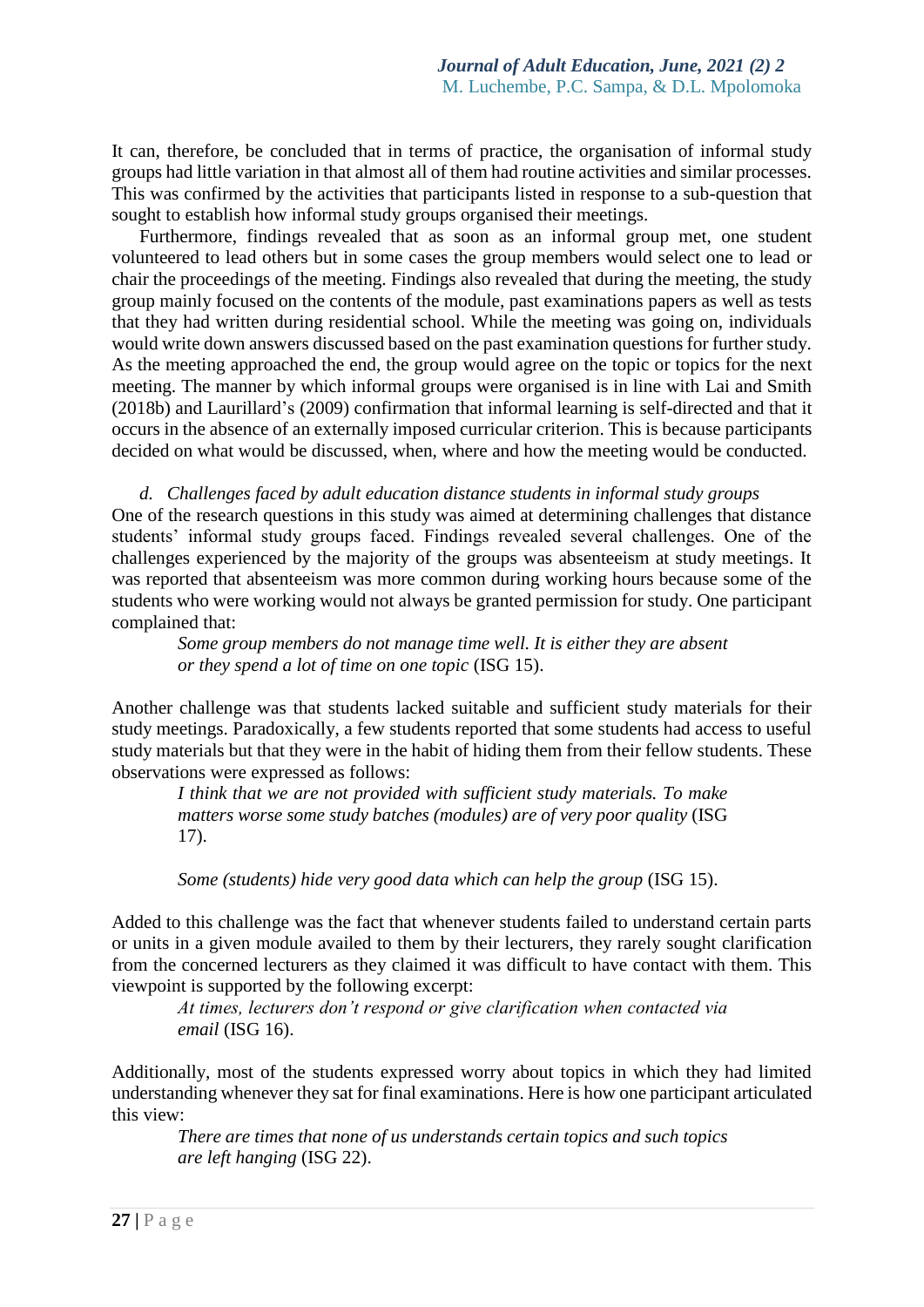It can, therefore, be concluded that in terms of practice, the organisation of informal study groups had little variation in that almost all of them had routine activities and similar processes. This was confirmed by the activities that participants listed in response to a sub-question that sought to establish how informal study groups organised their meetings.

Furthermore, findings revealed that as soon as an informal group met, one student volunteered to lead others but in some cases the group members would select one to lead or chair the proceedings of the meeting. Findings also revealed that during the meeting, the study group mainly focused on the contents of the module, past examinations papers as well as tests that they had written during residential school. While the meeting was going on, individuals would write down answers discussed based on the past examination questions for further study. As the meeting approached the end, the group would agree on the topic or topics for the next meeting. The manner by which informal groups were organised is in line with Lai and Smith (2018b) and Laurillard's (2009) confirmation that informal learning is self-directed and that it occurs in the absence of an externally imposed curricular criterion. This is because participants decided on what would be discussed, when, where and how the meeting would be conducted.

*d. Challenges faced by adult education distance students in informal study groups*

One of the research questions in this study was aimed at determining challenges that distance students' informal study groups faced. Findings revealed several challenges. One of the challenges experienced by the majority of the groups was absenteeism at study meetings. It was reported that absenteeism was more common during working hours because some of the students who were working would not always be granted permission for study. One participant complained that:

> *Some group members do not manage time well. It is either they are absent or they spend a lot of time on one topic* (ISG 15).

Another challenge was that students lacked suitable and sufficient study materials for their study meetings. Paradoxically, a few students reported that some students had access to useful study materials but that they were in the habit of hiding them from their fellow students. These observations were expressed as follows:

> *I think that we are not provided with sufficient study materials. To make matters worse some study batches (modules) are of very poor quality* (ISG 17).
>
> *Some (students) hide very good data which can help the group* (ISG 15).

Added to this challenge was the fact that whenever students failed to understand certain parts or units in a given module availed to them by their lecturers, they rarely sought clarification from the concerned lecturers as they claimed it was difficult to have contact with them. This viewpoint is supported by the following excerpt:

> *At times, lecturers don't respond or give clarification when contacted via email* (ISG 16).

Additionally, most of the students expressed worry about topics in which they had limited understanding whenever they sat for final examinations. Here is how one participant articulated this view:

> *There are times that none of us understands certain topics and such topics are left hanging* (ISG 22).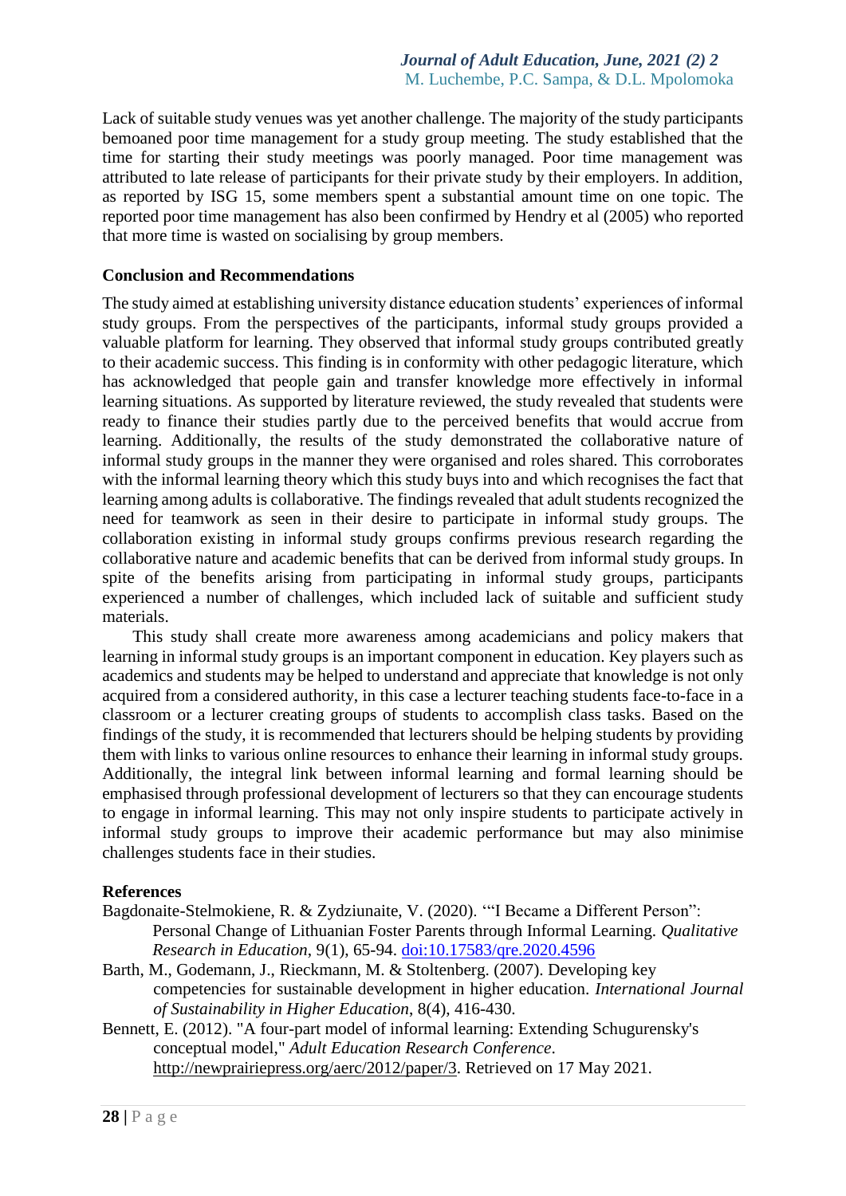Lack of suitable study venues was yet another challenge. The majority of the study participants bemoaned poor time management for a study group meeting. The study established that the time for starting their study meetings was poorly managed. Poor time management was attributed to late release of participants for their private study by their employers. In addition, as reported by ISG 15, some members spent a substantial amount time on one topic. The reported poor time management has also been confirmed by Hendry et al (2005) who reported that more time is wasted on socialising by group members.

## Conclusion and Recommendations

The study aimed at establishing university distance education students' experiences of informal study groups. From the perspectives of the participants, informal study groups provided a valuable platform for learning. They observed that informal study groups contributed greatly to their academic success. This finding is in conformity with other pedagogic literature, which has acknowledged that people gain and transfer knowledge more effectively in informal learning situations. As supported by literature reviewed, the study revealed that students were ready to finance their studies partly due to the perceived benefits that would accrue from learning. Additionally, the results of the study demonstrated the collaborative nature of informal study groups in the manner they were organised and roles shared. This corroborates with the informal learning theory which this study buys into and which recognises the fact that learning among adults is collaborative. The findings revealed that adult students recognized the need for teamwork as seen in their desire to participate in informal study groups. The collaboration existing in informal study groups confirms previous research regarding the collaborative nature and academic benefits that can be derived from informal study groups. In spite of the benefits arising from participating in informal study groups, participants experienced a number of challenges, which included lack of suitable and sufficient study materials.

This study shall create more awareness among academicians and policy makers that learning in informal study groups is an important component in education. Key players such as academics and students may be helped to understand and appreciate that knowledge is not only acquired from a considered authority, in this case a lecturer teaching students face-to-face in a classroom or a lecturer creating groups of students to accomplish class tasks. Based on the findings of the study, it is recommended that lecturers should be helping students by providing them with links to various online resources to enhance their learning in informal study groups. Additionally, the integral link between informal learning and formal learning should be emphasised through professional development of lecturers so that they can encourage students to engage in informal learning. This may not only inspire students to participate actively in informal study groups to improve their academic performance but may also minimise challenges students face in their studies.

## References

Bagdonaite-Stelmokiene, R. & Zydziunaite, V. (2020). '"I Became a Different Person": Personal Change of Lithuanian Foster Parents through Informal Learning. *Qualitative Research in Education*, 9(1), 65-94. doi:10.17583/qre.2020.4596

Barth, M., Godemann, J., Rieckmann, M. & Stoltenberg. (2007). Developing key competencies for sustainable development in higher education. *International Journal of Sustainability in Higher Education*, 8(4), 416-430.

Bennett, E. (2012). "A four-part model of informal learning: Extending Schugurensky's conceptual model," *Adult Education Research Conference*. http://newprairiepress.org/aerc/2012/paper/3. Retrieved on 17 May 2021.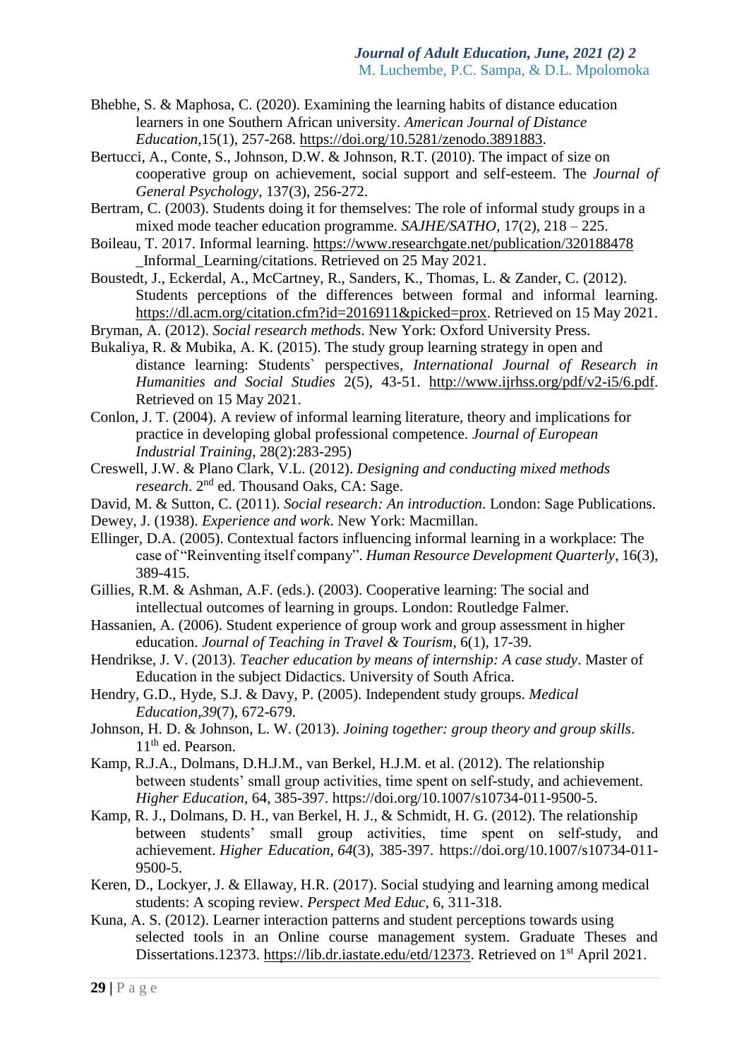Bhebhe, S. & Maphosa, C. (2020). Examining the learning habits of distance education learners in one Southern African university. *American Journal of Distance Education*,15(1), 257-268. https://doi.org/10.5281/zenodo.3891883.

Bertucci, A., Conte, S., Johnson, D.W. & Johnson, R.T. (2010). The impact of size on cooperative group on achievement, social support and self-esteem. The *Journal of General Psychology*, 137(3), 256-272.

Bertram, C. (2003). Students doing it for themselves: The role of informal study groups in a mixed mode teacher education programme. *SAJHE/SATHO,* 17(2), 218 – 225.

Boileau, T. 2017. Informal learning. https://www.researchgate.net/publication/320188478_Informal_Learning/citations. Retrieved on 25 May 2021.

Boustedt, J., Eckerdal, A., McCartney, R., Sanders, K., Thomas, L. & Zander, C. (2012). Students perceptions of the differences between formal and informal learning. https://dl.acm.org/citation.cfm?id=2016911&picked=prox. Retrieved on 15 May 2021.

Bryman, A. (2012). *Social research methods*. New York: Oxford University Press.

Bukaliya, R. & Mubika, A. K. (2015). The study group learning strategy in open and distance learning: Students` perspectives, *International Journal of Research in Humanities and Social Studies* 2(5), 43-51. http://www.ijrhss.org/pdf/v2-i5/6.pdf. Retrieved on 15 May 2021.

Conlon, J. T. (2004). A review of informal learning literature, theory and implications for practice in developing global professional competence. *Journal of European Industrial Training*, 28(2):283-295)

Creswell, J.W. & Plano Clark, V.L. (2012). *Designing and conducting mixed methods research*. 2nd ed. Thousand Oaks, CA: Sage.

David, M. & Sutton, C. (2011). *Social research: An introduction*. London: Sage Publications.

Dewey, J. (1938). *Experience and work*. New York: Macmillan.

Ellinger, D.A. (2005). Contextual factors influencing informal learning in a workplace: The case of "Reinventing itself company". *Human Resource Development Quarterly*, 16(3), 389-415.

Gillies, R.M. & Ashman, A.F. (eds.). (2003). Cooperative learning: The social and intellectual outcomes of learning in groups. London: Routledge Falmer.

Hassanien, A. (2006). Student experience of group work and group assessment in higher education. *Journal of Teaching in Travel & Tourism*, 6(1), 17-39.

Hendrikse, J. V. (2013). *Teacher education by means of internship: A case study*. Master of Education in the subject Didactics. University of South Africa.

Hendry, G.D., Hyde, S.J. & Davy, P. (2005). Independent study groups. *Medical Education,39*(7), 672-679.

Johnson, H. D. & Johnson, L. W. (2013). *Joining together: group theory and group skills*. 11th ed. Pearson.

Kamp, R.J.A., Dolmans, D.H.J.M., van Berkel, H.J.M. et al. (2012). The relationship between students' small group activities, time spent on self-study, and achievement. *Higher Education*, 64, 385-397. https://doi.org/10.1007/s10734-011-9500-5.

Kamp, R. J., Dolmans, D. H., van Berkel, H. J., & Schmidt, H. G. (2012). The relationship between students' small group activities, time spent on self-study, and achievement. *Higher Education*, *64*(3), 385-397. https://doi.org/10.1007/s10734-011-9500-5.

Keren, D., Lockyer, J. & Ellaway, H.R. (2017). Social studying and learning among medical students: A scoping review. *Perspect Med Educ*, 6, 311-318.

Kuna, A. S. (2012). Learner interaction patterns and student perceptions towards using selected tools in an Online course management system. Graduate Theses and Dissertations.12373. https://lib.dr.iastate.edu/etd/12373. Retrieved on 1st April 2021.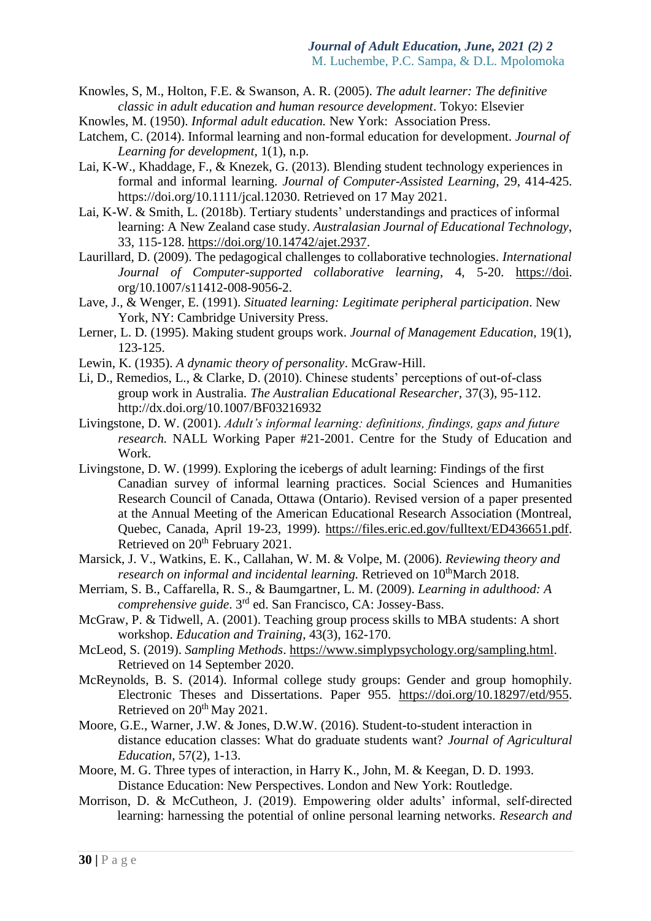Knowles, S, M., Holton, F.E. & Swanson, A. R. (2005). *The adult learner: The definitive classic in adult education and human resource development*. Tokyo: Elsevier

Knowles, M. (1950). *Informal adult education.* New York: Association Press.

Latchem, C. (2014). Informal learning and non-formal education for development. *Journal of Learning for development*, 1(1), n.p.

Lai, K-W., Khaddage, F., & Knezek, G. (2013). Blending student technology experiences in formal and informal learning. *Journal of Computer-Assisted Learning*, 29, 414-425. https://doi.org/10.1111/jcal.12030. Retrieved on 17 May 2021.

Lai, K-W. & Smith, L. (2018b). Tertiary students' understandings and practices of informal learning: A New Zealand case study. *Australasian Journal of Educational Technology*, 33, 115-128. https://doi.org/10.14742/ajet.2937.

Laurillard, D. (2009). The pedagogical challenges to collaborative technologies. *International Journal of Computer-supported collaborative learning*, 4, 5-20. https://doi. org/10.1007/s11412-008-9056-2.

Lave, J., & Wenger, E. (1991). *Situated learning: Legitimate peripheral participation*. New York, NY: Cambridge University Press.

Lerner, L. D. (1995). Making student groups work. *Journal of Management Education*, 19(1), 123-125.

Lewin, K. (1935). *A dynamic theory of personality*. McGraw-Hill.

Li, D., Remedios, L., & Clarke, D. (2010). Chinese students' perceptions of out-of-class group work in Australia. *The Australian Educational Researcher,* 37(3), 95-112. http://dx.doi.org/10.1007/BF03216932

Livingstone, D. W. (2001). *Adult's informal learning: definitions, findings, gaps and future research.* NALL Working Paper #21-2001. Centre for the Study of Education and Work.

Livingstone, D. W. (1999). Exploring the icebergs of adult learning: Findings of the first Canadian survey of informal learning practices. Social Sciences and Humanities Research Council of Canada, Ottawa (Ontario). Revised version of a paper presented at the Annual Meeting of the American Educational Research Association (Montreal, Quebec, Canada, April 19-23, 1999). https://files.eric.ed.gov/fulltext/ED436651.pdf. Retrieved on 20th February 2021.

Marsick, J. V., Watkins, E. K., Callahan, W. M. & Volpe, M. (2006). *Reviewing theory and research on informal and incidental learning.* Retrieved on 10thMarch 2018.

Merriam, S. B., Caffarella, R. S., & Baumgartner, L. M. (2009). *Learning in adulthood: A comprehensive guide*. 3rd ed. San Francisco, CA: Jossey-Bass.

McGraw, P. & Tidwell, A. (2001). Teaching group process skills to MBA students: A short workshop. *Education and Training*, 43(3), 162-170.

McLeod, S. (2019). *Sampling Methods*. https://www.simplypsychology.org/sampling.html. Retrieved on 14 September 2020.

McReynolds, B. S. (2014). Informal college study groups: Gender and group homophily. Electronic Theses and Dissertations. Paper 955. https://doi.org/10.18297/etd/955. Retrieved on 20th May 2021.

Moore, G.E., Warner, J.W. & Jones, D.W.W. (2016). Student-to-student interaction in distance education classes: What do graduate students want? *Journal of Agricultural Education*, 57(2), 1-13.

Moore, M. G. Three types of interaction, in Harry K., John, M. & Keegan, D. D. 1993. Distance Education: New Perspectives. London and New York: Routledge.

Morrison, D. & McCutheon, J. (2019). Empowering older adults' informal, self-directed learning: harnessing the potential of online personal learning networks. *Research and*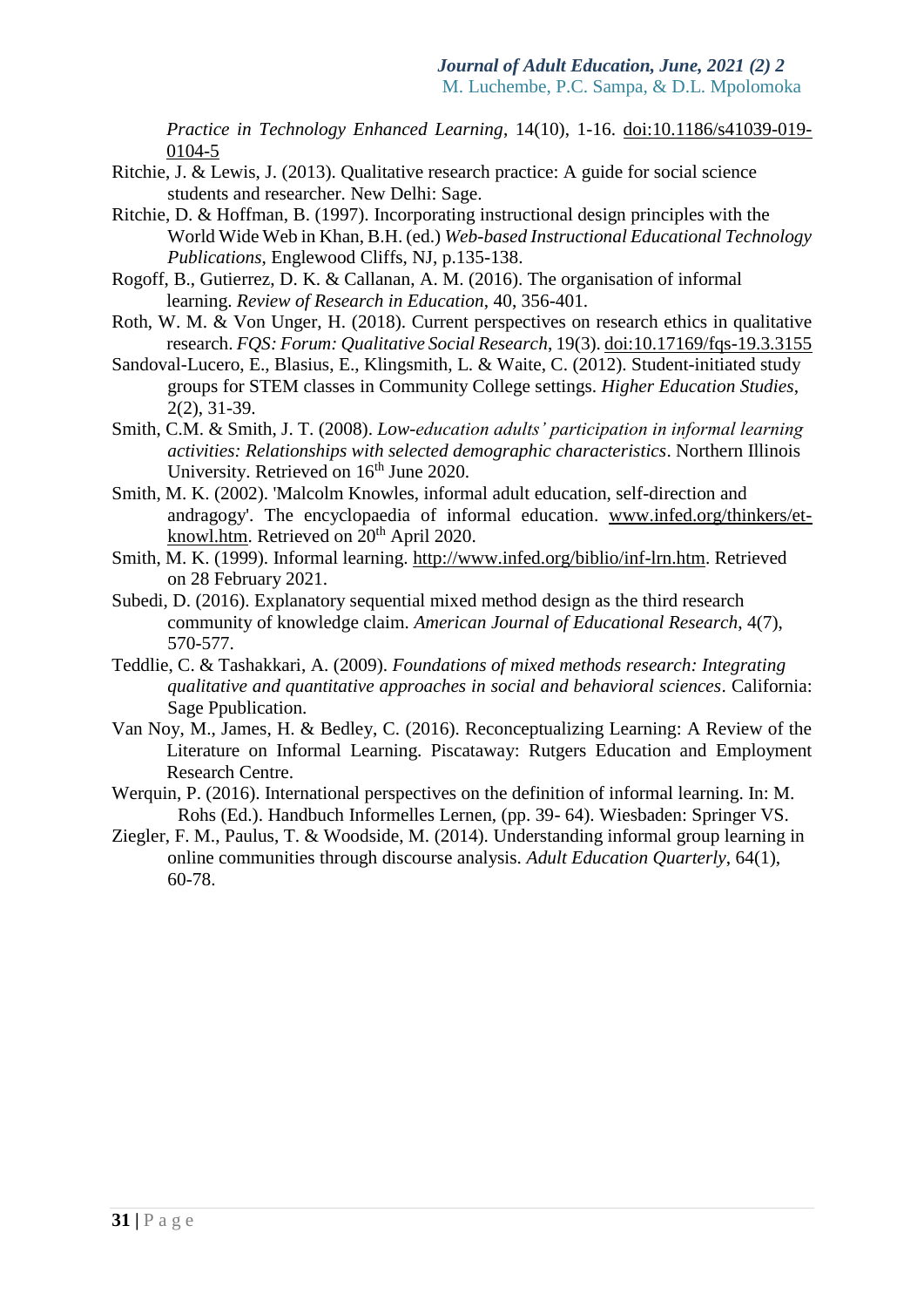*Practice in Technology Enhanced Learning*, 14(10), 1-16. doi:10.1186/s41039-019-0104-5

Ritchie, J. & Lewis, J. (2013). Qualitative research practice: A guide for social science students and researcher. New Delhi: Sage.

Ritchie, D. & Hoffman, B. (1997). Incorporating instructional design principles with the World Wide Web in Khan, B.H. (ed.) *Web-based Instructional Educational Technology Publications*, Englewood Cliffs, NJ, p.135-138.

Rogoff, B., Gutierrez, D. K. & Callanan, A. M. (2016). The organisation of informal learning. *Review of Research in Education*, 40, 356-401.

Roth, W. M. & Von Unger, H. (2018). Current perspectives on research ethics in qualitative research. *FQS: Forum: Qualitative Social Research*, 19(3). doi:10.17169/fqs-19.3.3155

Sandoval-Lucero, E., Blasius, E., Klingsmith, L. & Waite, C. (2012). Student-initiated study groups for STEM classes in Community College settings. *Higher Education Studies*, 2(2), 31-39.

Smith, C.M. & Smith, J. T. (2008). *Low-education adults' participation in informal learning activities: Relationships with selected demographic characteristics*. Northern Illinois University. Retrieved on 16th June 2020.

Smith, M. K. (2002). 'Malcolm Knowles, informal adult education, self-direction and andragogy'. The encyclopaedia of informal education. www.infed.org/thinkers/et-knowl.htm. Retrieved on 20th April 2020.

Smith, M. K. (1999). Informal learning. http://www.infed.org/biblio/inf-lrn.htm. Retrieved on 28 February 2021.

Subedi, D. (2016). Explanatory sequential mixed method design as the third research community of knowledge claim. *American Journal of Educational Research*, 4(7), 570-577.

Teddlie, C. & Tashakkari, A. (2009). *Foundations of mixed methods research: Integrating qualitative and quantitative approaches in social and behavioral sciences*. California: Sage Ppublication.

Van Noy, M., James, H. & Bedley, C. (2016). Reconceptualizing Learning: A Review of the Literature on Informal Learning. Piscataway: Rutgers Education and Employment Research Centre.

Werquin, P. (2016). International perspectives on the definition of informal learning. In: M. Rohs (Ed.). Handbuch Informelles Lernen, (pp. 39- 64). Wiesbaden: Springer VS.

Ziegler, F. M., Paulus, T. & Woodside, M. (2014). Understanding informal group learning in online communities through discourse analysis. *Adult Education Quarterly*, 64(1), 60-78.